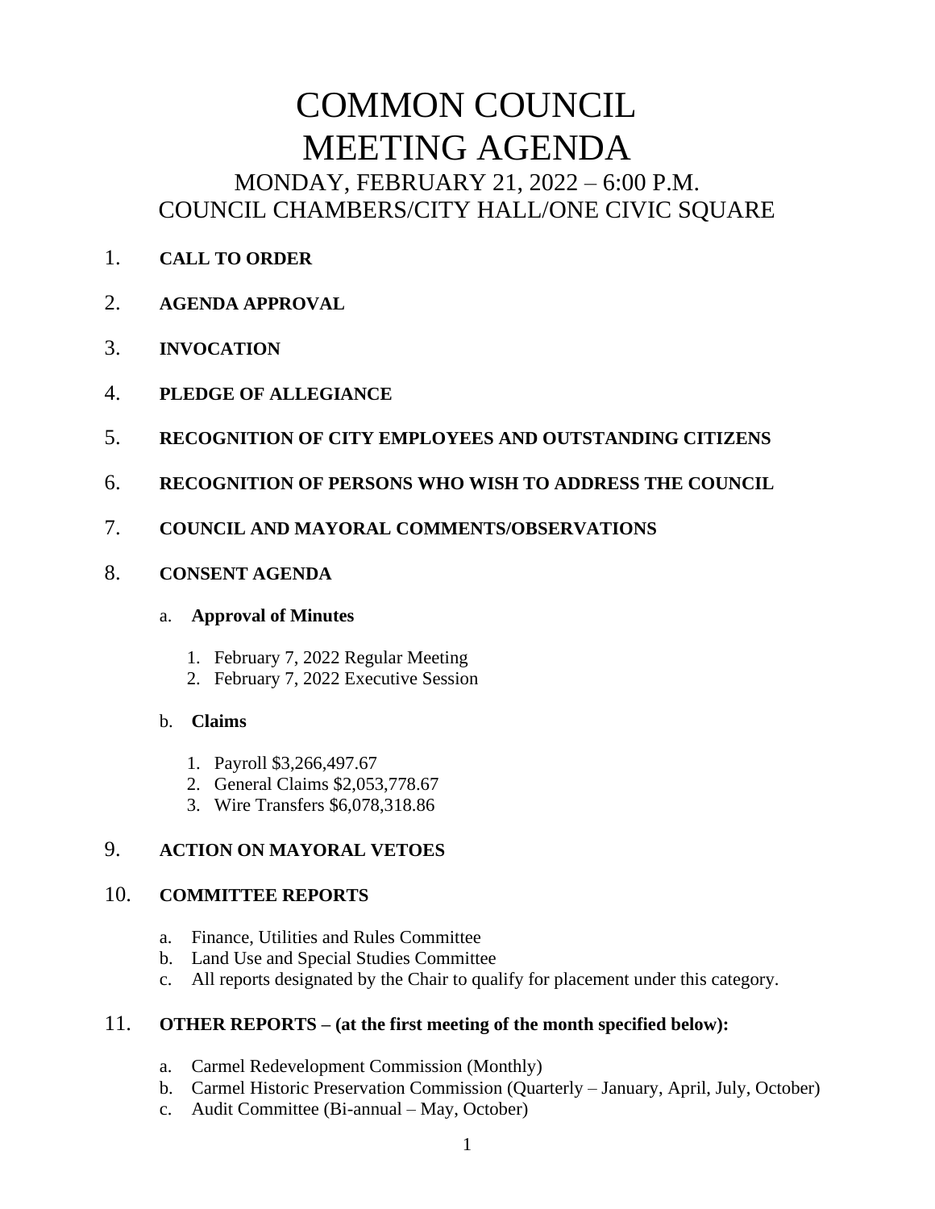# COMMON COUNCIL MEETING AGENDA

## MONDAY, FEBRUARY 21, 2022 – 6:00 P.M.
## COUNCIL CHAMBERS/CITY HALL/ONE CIVIC SQUARE

1. **CALL TO ORDER**

2. **AGENDA APPROVAL**

3. **INVOCATION**

4. **PLEDGE OF ALLEGIANCE**

5. **RECOGNITION OF CITY EMPLOYEES AND OUTSTANDING CITIZENS**

6. **RECOGNITION OF PERSONS WHO WISH TO ADDRESS THE COUNCIL**

7. **COUNCIL AND MAYORAL COMMENTS/OBSERVATIONS**

8. **CONSENT AGENDA**

   a. **Approval of Minutes**

      1. February 7, 2022 Regular Meeting
      2. February 7, 2022 Executive Session

   b. **Claims**

      1. Payroll $3,266,497.67
      2. General Claims $2,053,778.67
      3. Wire Transfers $6,078,318.86

9. **ACTION ON MAYORAL VETOES**

10. **COMMITTEE REPORTS**

    a. Finance, Utilities and Rules Committee
    b. Land Use and Special Studies Committee
    c. All reports designated by the Chair to qualify for placement under this category.

11. **OTHER REPORTS – (at the first meeting of the month specified below):**

    a. Carmel Redevelopment Commission (Monthly)
    b. Carmel Historic Preservation Commission (Quarterly – January, April, July, October)
    c. Audit Committee (Bi-annual – May, October)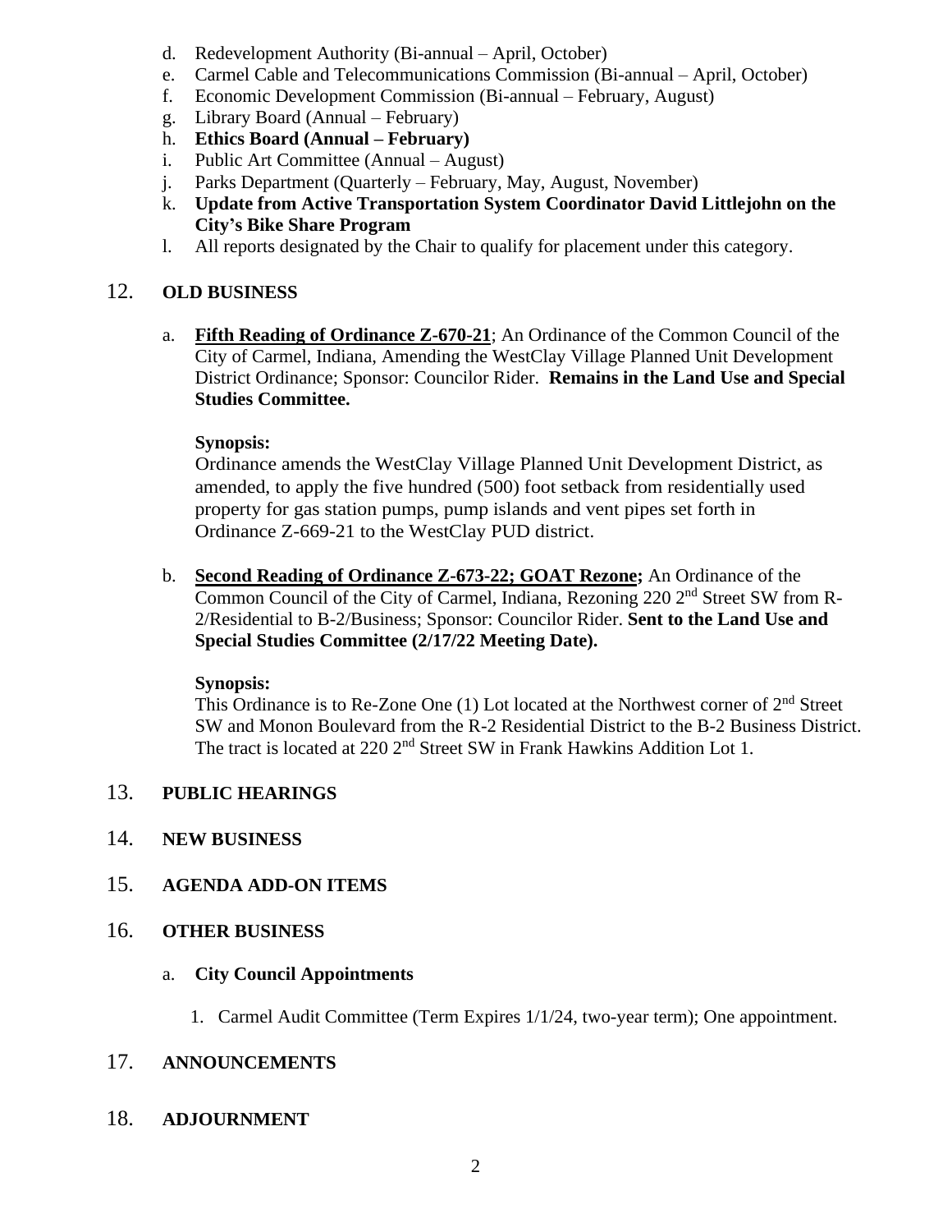d. Redevelopment Authority (Bi-annual – April, October)
e. Carmel Cable and Telecommunications Commission (Bi-annual – April, October)
f. Economic Development Commission (Bi-annual – February, August)
g. Library Board (Annual – February)
h. **Ethics Board (Annual – February)**
i. Public Art Committee (Annual – August)
j. Parks Department (Quarterly – February, May, August, November)
k. **Update from Active Transportation System Coordinator David Littlejohn on the City's Bike Share Program**
l. All reports designated by the Chair to qualify for placement under this category.

## 12. OLD BUSINESS

a. **Fifth Reading of Ordinance Z-670-21**; An Ordinance of the Common Council of the City of Carmel, Indiana, Amending the WestClay Village Planned Unit Development District Ordinance; Sponsor: Councilor Rider. **Remains in the Land Use and Special Studies Committee.**

**Synopsis:**
Ordinance amends the WestClay Village Planned Unit Development District, as amended, to apply the five hundred (500) foot setback from residentially used property for gas station pumps, pump islands and vent pipes set forth in Ordinance Z-669-21 to the WestClay PUD district.

b. **Second Reading of Ordinance Z-673-22; GOAT Rezone;** An Ordinance of the Common Council of the City of Carmel, Indiana, Rezoning 220 2nd Street SW from R-2/Residential to B-2/Business; Sponsor: Councilor Rider. **Sent to the Land Use and Special Studies Committee (2/17/22 Meeting Date).**

**Synopsis:**
This Ordinance is to Re-Zone One (1) Lot located at the Northwest corner of 2nd Street SW and Monon Boulevard from the R-2 Residential District to the B-2 Business District. The tract is located at 220 2nd Street SW in Frank Hawkins Addition Lot 1.

## 13. PUBLIC HEARINGS

## 14. NEW BUSINESS

## 15. AGENDA ADD-ON ITEMS

## 16. OTHER BUSINESS

a. **City Council Appointments**

1. Carmel Audit Committee (Term Expires 1/1/24, two-year term); One appointment.

## 17. ANNOUNCEMENTS

## 18. ADJOURNMENT